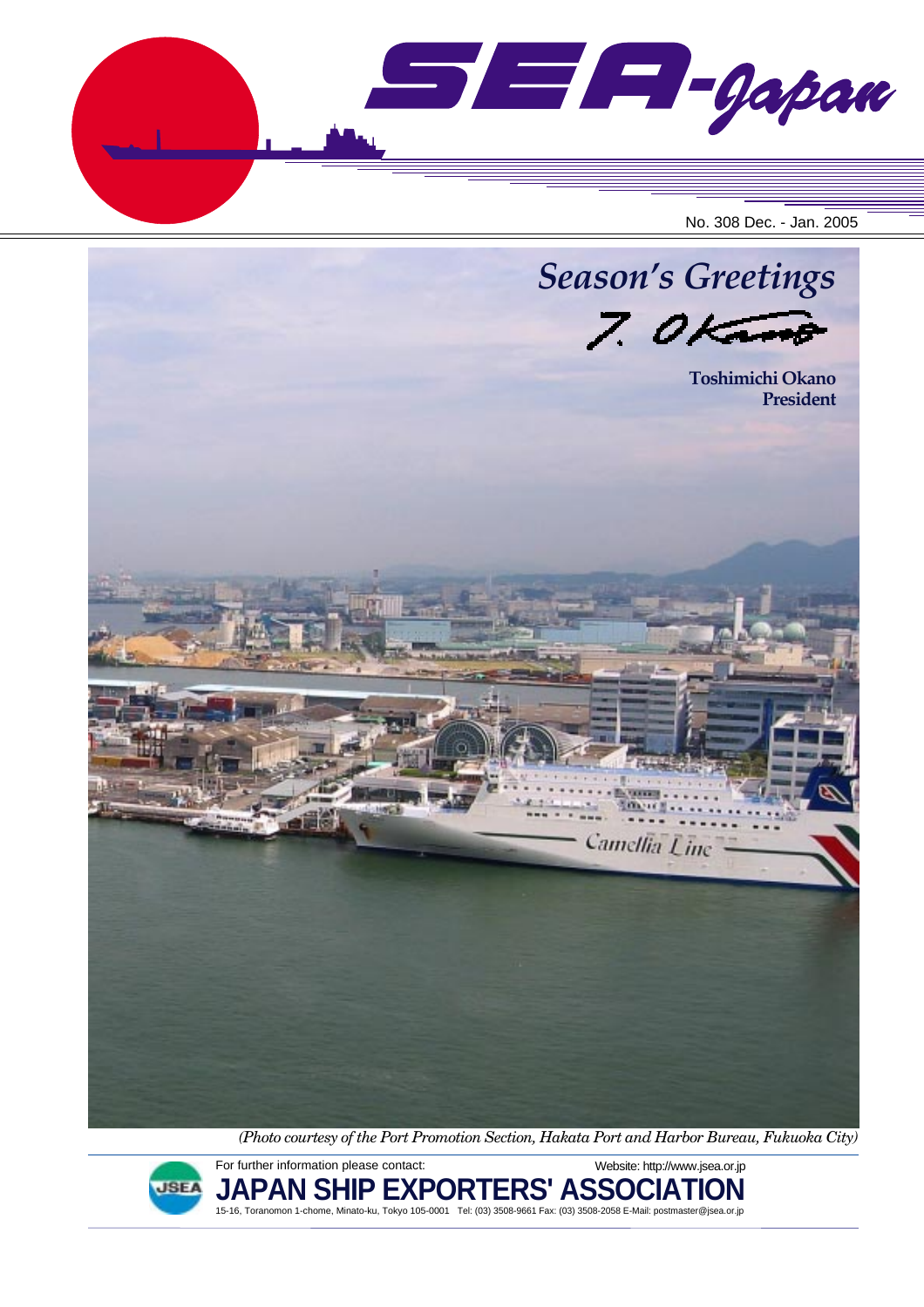# SEA-Japan

No. 308 Dec. - Jan. 2005

## *Season's Greetings*

T. Okano

**Toshimichi Okano**
**President**

*(Photo courtesy of the Port Promotion Section, Hakata Port and Harbor Bureau, Fukuoka City)*

For further information please contact:

Website: http://www.jsea.or.jp

**JAPAN SHIP EXPORTERS' ASSOCIATION**

15-16, Toranomon 1-chome, Minato-ku, Tokyo 105-0001 Tel: (03) 3508-9661 Fax: (03) 3508-2058 E-Mail: postmaster@jsea.or.jp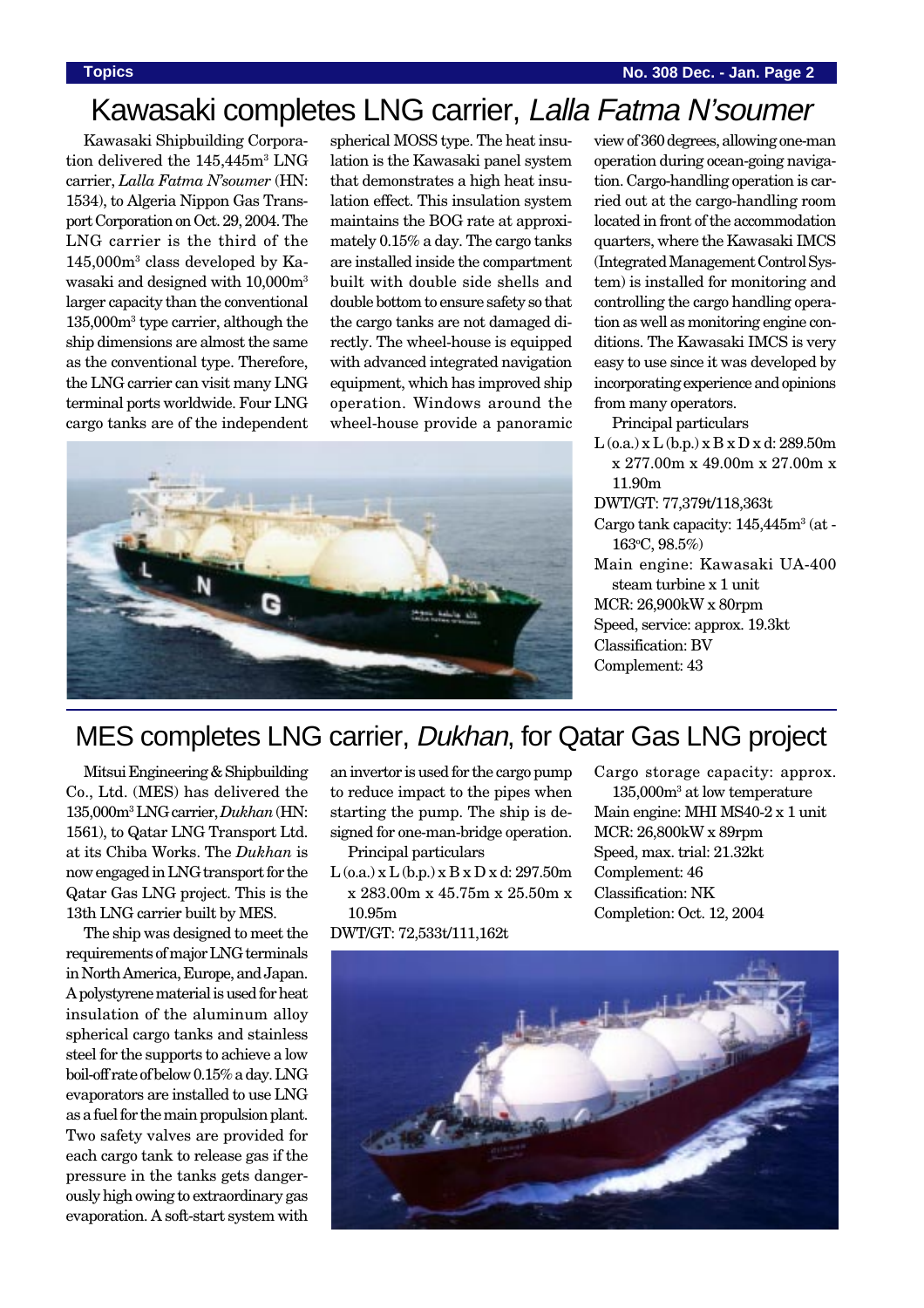# Kawasaki completes LNG carrier, *Lalla Fatma N'soumer*

Kawasaki Shipbuilding Corporation delivered the 145,445m$^3$ LNG carrier, *Lalla Fatma N'soumer* (HN: 1534), to Algeria Nippon Gas Transport Corporation on Oct. 29, 2004. The LNG carrier is the third of the 145,000m$^3$ class developed by Kawasaki and designed with 10,000m$^3$ larger capacity than the conventional 135,000m$^3$ type carrier, although the ship dimensions are almost the same as the conventional type. Therefore, the LNG carrier can visit many LNG terminal ports worldwide. Four LNG cargo tanks are of the independent spherical MOSS type. The heat insulation is the Kawasaki panel system that demonstrates a high heat insulation effect. This insulation system maintains the BOG rate at approximately 0.15% a day. The cargo tanks are installed inside the compartment built with double side shells and double bottom to ensure safety so that the cargo tanks are not damaged directly. The wheel-house is equipped with advanced integrated navigation equipment, which has improved ship operation. Windows around the wheel-house provide a panoramic view of 360 degrees, allowing one-man operation during ocean-going navigation. Cargo-handling operation is carried out at the cargo-handling room located in front of the accommodation quarters, where the Kawasaki IMCS (Integrated Management Control System) is installed for monitoring and controlling the cargo handling operation as well as monitoring engine conditions. The Kawasaki IMCS is very easy to use since it was developed by incorporating experience and opinions from many operators.

Principal particulars

L (o.a.) x L (b.p.) x B x D x d: 289.50m x 277.00m x 49.00m x 27.00m x 11.90m
DWT/GT: 77,379t/118,363t
Cargo tank capacity: 145,445m$^3$ (at -163°C, 98.5%)
Main engine: Kawasaki UA-400 steam turbine x 1 unit
MCR: 26,900kW x 80rpm
Speed, service: approx. 19.3kt
Classification: BV
Complement: 43

# MES completes LNG carrier, *Dukhan*, for Qatar Gas LNG project

Mitsui Engineering & Shipbuilding Co., Ltd. (MES) has delivered the 135,000m$^3$ LNG carrier, *Dukhan* (HN: 1561), to Qatar LNG Transport Ltd. at its Chiba Works. The *Dukhan* is now engaged in LNG transport for the Qatar Gas LNG project. This is the 13th LNG carrier built by MES.

The ship was designed to meet the requirements of major LNG terminals in North America, Europe, and Japan. A polystyrene material is used for heat insulation of the aluminum alloy spherical cargo tanks and stainless steel for the supports to achieve a low boil-off rate of below 0.15% a day. LNG evaporators are installed to use LNG as a fuel for the main propulsion plant. Two safety valves are provided for each cargo tank to release gas if the pressure in the tanks gets dangerously high owing to extraordinary gas evaporation. A soft-start system with an invertor is used for the cargo pump to reduce impact to the pipes when starting the pump. The ship is designed for one-man-bridge operation.

Principal particulars

L (o.a.) x L (b.p.) x B x D x d: 297.50m x 283.00m x 45.75m x 25.50m x 10.95m
DWT/GT: 72,533t/111,162t
Cargo storage capacity: approx. 135,000m$^3$ at low temperature
Main engine: MHI MS40-2 x 1 unit
MCR: 26,800kW x 89rpm
Speed, max. trial: 21.32kt
Complement: 46
Classification: NK
Completion: Oct. 12, 2004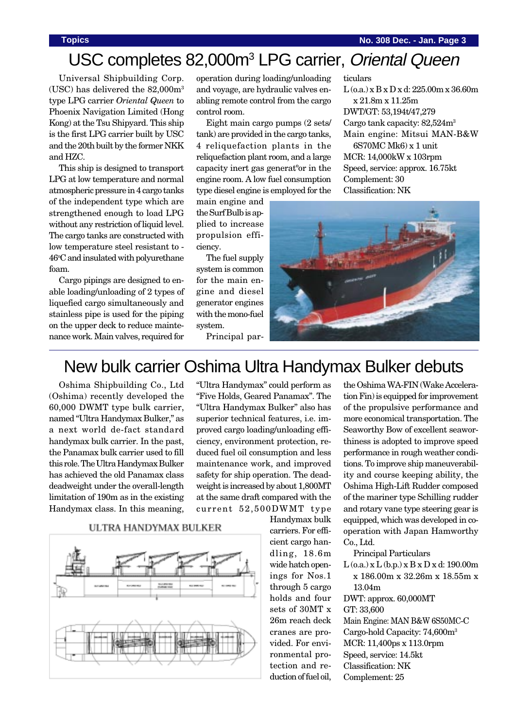# USC completes 82,000m³ LPG carrier, *Oriental Queen*

Universal Shipbuilding Corp. (USC) has delivered the 82,000m³ type LPG carrier *Oriental Queen* to Phoenix Navigation Limited (Hong Kong) at the Tsu Shipyard. This ship is the first LPG carrier built by USC and the 20th built by the former NKK and HZC.

This ship is designed to transport LPG at low temperature and normal atmospheric pressure in 4 cargo tanks of the independent type which are strengthened enough to load LPG without any restriction of liquid level. The cargo tanks are constructed with low temperature steel resistant to -46°C and insulated with polyurethane foam.

Cargo pipings are designed to enable loading/unloading of 2 types of liquefied cargo simultaneously and stainless pipe is used for the piping on the upper deck to reduce maintenance work. Main valves, required for operation during loading/unloading and voyage, are hydraulic valves enabling remote control from the cargo control room.

Eight main cargo pumps (2 sets/tank) are provided in the cargo tanks, 4 reliquefaction plants in the reliquefaction plant room, and a large capacity inert gas generat°or in the engine room. A low fuel consumption type diesel engine is employed for the main engine and the Surf Bulb is applied to increase propulsion efficiency.

The fuel supply system is common for the main engine and diesel generator engines with the mono-fuel system.

Principal particulars

L (o.a.) x B x D x d: 225.00m x 36.60m x 21.8m x 11.25m
DWT/GT: 53,194t/47,279
Cargo tank capacity: 82,524m³
Main engine: Mitsui MAN-B&W 6S70MC Mk6) x 1 unit
MCR: 14,000kW x 103rpm
Speed, service: approx. 16.75kt
Complement: 30
Classification: NK

# New bulk carrier Oshima Ultra Handymax Bulker debuts

Oshima Shipbuilding Co., Ltd (Oshima) recently developed the 60,000 DWMT type bulk carrier, named "Ultra Handymax Bulker," as a next world de-fact standard handymax bulk carrier. In the past, the Panamax bulk carrier used to fill this role. The Ultra Handymax Bulker has achieved the old Panamax class deadweight under the overall-length limitation of 190m as in the existing Handymax class. In this meaning, "Ultra Handymax" could perform as "Five Holds, Geared Panamax". The "Ultra Handymax Bulker" also has superior technical features, i.e. improved cargo loading/unloading efficiency, environment protection, reduced fuel oil consumption and less maintenance work, and improved safety for ship operation. The deadweight is increased by about 1,800MT at the same draft compared with the current 52,500DWMT type Handymax bulk carriers. For efficient cargo handling, 18.6m wide hatch openings for Nos.1 through 5 cargo holds and four sets of 30MT x 26m reach deck cranes are provided. For environmental protection and reduction of fuel oil, the Oshima WA-FIN (Wake Acceleration Fin) is equipped for improvement of the propulsive performance and more economical transportation. The Seaworthy Bow of excellent seaworthiness is adopted to improve speed performance in rough weather conditions. To improve ship maneuverability and course keeping ability, the Oshima High-Lift Rudder composed of the mariner type Schilling rudder and rotary vane type steering gear is equipped, which was developed in cooperation with Japan Hamworthy Co., Ltd.

ULTRA HANDYMAX BULKER

Principal Particulars

L (o.a.) x L (b.p.) x B x D x d: 190.00m x 186.00m x 32.26m x 18.55m x 13.04m
DWT: approx. 60,000MT
GT: 33,600
Main Engine: MAN B&W 6S50MC-C
Cargo-hold Capacity: 74,600m³
MCR: 11,400ps x 113.0rpm
Speed, service: 14.5kt
Classification: NK
Complement: 25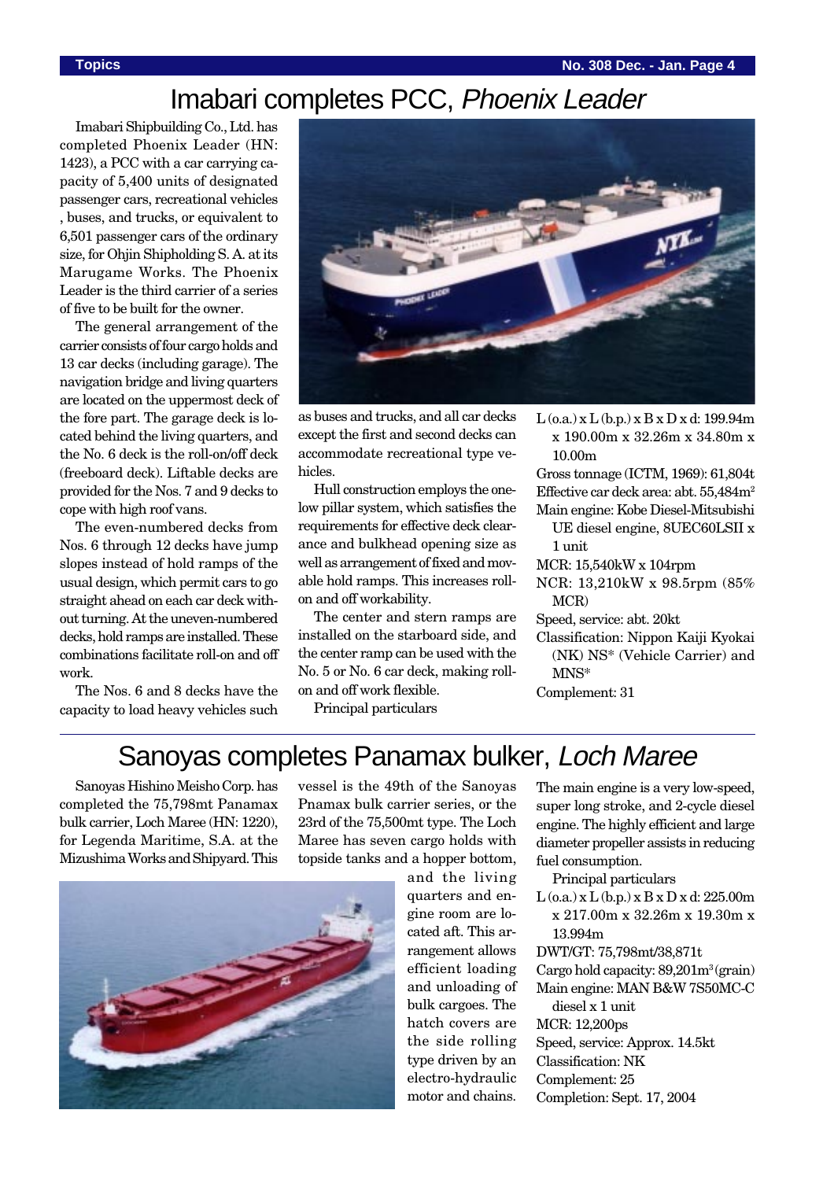# Imabari completes PCC, *Phoenix Leader*

Imabari Shipbuilding Co., Ltd. has completed Phoenix Leader (HN: 1423), a PCC with a car carrying capacity of 5,400 units of designated passenger cars, recreational vehicles , buses, and trucks, or equivalent to 6,501 passenger cars of the ordinary size, for Ohjin Shipholding S. A. at its Marugame Works. The Phoenix Leader is the third carrier of a series of five to be built for the owner.

The general arrangement of the carrier consists of four cargo holds and 13 car decks (including garage). The navigation bridge and living quarters are located on the uppermost deck of the fore part. The garage deck is located behind the living quarters, and the No. 6 deck is the roll-on/off deck (freeboard deck). Liftable decks are provided for the Nos. 7 and 9 decks to cope with high roof vans.

The even-numbered decks from Nos. 6 through 12 decks have jump slopes instead of hold ramps of the usual design, which permit cars to go straight ahead on each car deck without turning. At the uneven-numbered decks, hold ramps are installed. These combinations facilitate roll-on and off work.

The Nos. 6 and 8 decks have the capacity to load heavy vehicles such as buses and trucks, and all car decks except the first and second decks can accommodate recreational type vehicles.

Hull construction employs the one-low pillar system, which satisfies the requirements for effective deck clearance and bulkhead opening size as well as arrangement of fixed and movable hold ramps. This increases roll-on and off workability.

The center and stern ramps are installed on the starboard side, and the center ramp can be used with the No. 5 or No. 6 car deck, making roll-on and off work flexible.

Principal particulars

L (o.a.) x L (b.p.) x B x D x d: 199.94m x 190.00m x 32.26m x 34.80m x 10.00m
Gross tonnage (ICTM, 1969): 61,804t
Effective car deck area: abt. 55,484m$^2$
Main engine: Kobe Diesel-Mitsubishi UE diesel engine, 8UEC60LSII x 1 unit
MCR: 15,540kW x 104rpm
NCR: 13,210kW x 98.5rpm (85% MCR)
Speed, service: abt. 20kt
Classification: Nippon Kaiji Kyokai (NK) NS* (Vehicle Carrier) and MNS*
Complement: 31

# Sanoyas completes Panamax bulker, *Loch Maree*

Sanoyas Hishino Meisho Corp. has completed the 75,798mt Panamax bulk carrier, Loch Maree (HN: 1220), for Legenda Maritime, S.A. at the Mizushima Works and Shipyard. This vessel is the 49th of the Sanoyas Pnamax bulk carrier series, or the 23rd of the 75,500mt type. The Loch Maree has seven cargo holds with topside tanks and a hopper bottom, and the living quarters and engine room are located aft. This arrangement allows efficient loading and unloading of bulk cargoes. The hatch covers are the side rolling type driven by an electro-hydraulic motor and chains. The main engine is a very low-speed, super long stroke, and 2-cycle diesel engine. The highly efficient and large diameter propeller assists in reducing fuel consumption.

Principal particulars

L (o.a.) x L (b.p.) x B x D x d: 225.00m x 217.00m x 32.26m x 19.30m x 13.994m
DWT/GT: 75,798mt/38,871t
Cargo hold capacity: 89,201m$^3$ (grain)
Main engine: MAN B&W 7S50MC-C diesel x 1 unit
MCR: 12,200ps
Speed, service: Approx. 14.5kt
Classification: NK
Complement: 25
Completion: Sept. 17, 2004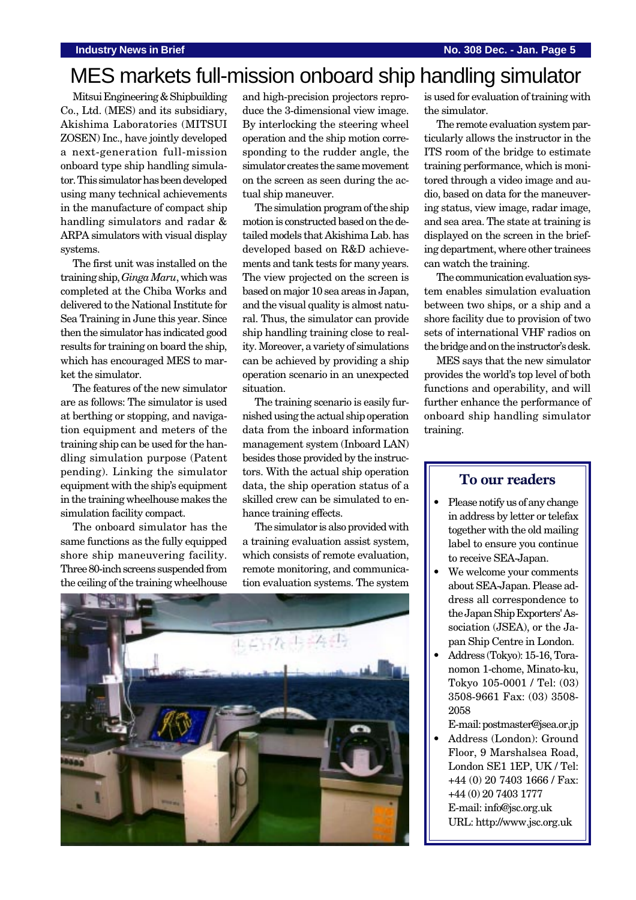# MES markets full-mission onboard ship handling simulator

Mitsui Engineering & Shipbuilding Co., Ltd. (MES) and its subsidiary, Akishima Laboratories (MITSUI ZOSEN) Inc., have jointly developed a next-generation full-mission onboard type ship handling simulator. This simulator has been developed using many technical achievements in the manufacture of compact ship handling simulators and radar & ARPA simulators with visual display systems.

The first unit was installed on the training ship, *Ginga Maru*, which was completed at the Chiba Works and delivered to the National Institute for Sea Training in June this year. Since then the simulator has indicated good results for training on board the ship, which has encouraged MES to market the simulator.

The features of the new simulator are as follows: The simulator is used at berthing or stopping, and navigation equipment and meters of the training ship can be used for the handling simulation purpose (Patent pending). Linking the simulator equipment with the ship's equipment in the training wheelhouse makes the simulation facility compact.

The onboard simulator has the same functions as the fully equipped shore ship maneuvering facility. Three 80-inch screens suspended from the ceiling of the training wheelhouse and high-precision projectors reproduce the 3-dimensional view image. By interlocking the steering wheel operation and the ship motion corresponding to the rudder angle, the simulator creates the same movement on the screen as seen during the actual ship maneuver.

The simulation program of the ship motion is constructed based on the detailed models that Akishima Lab. has developed based on R&D achievements and tank tests for many years. The view projected on the screen is based on major 10 sea areas in Japan, and the visual quality is almost natural. Thus, the simulator can provide ship handling training close to reality. Moreover, a variety of simulations can be achieved by providing a ship operation scenario in an unexpected situation.

The training scenario is easily furnished using the actual ship operation data from the inboard information management system (Inboard LAN) besides those provided by the instructors. With the actual ship operation data, the ship operation status of a skilled crew can be simulated to enhance training effects.

The simulator is also provided with a training evaluation assist system, which consists of remote evaluation, remote monitoring, and communication evaluation systems. The system is used for evaluation of training with the simulator.

The remote evaluation system particularly allows the instructor in the ITS room of the bridge to estimate training performance, which is monitored through a video image and audio, based on data for the maneuvering status, view image, radar image, and sea area. The state at training is displayed on the screen in the briefing department, where other trainees can watch the training.

The communication evaluation system enables simulation evaluation between two ships, or a ship and a shore facility due to provision of two sets of international VHF radios on the bridge and on the instructor's desk.

MES says that the new simulator provides the world's top level of both functions and operability, and will further enhance the performance of onboard ship handling simulator training.

## To our readers

- Please notify us of any change in address by letter or telefax together with the old mailing label to ensure you continue to receive SEA-Japan.
- We welcome your comments about SEA-Japan. Please address all correspondence to the Japan Ship Exporters' Association (JSEA), or the Japan Ship Centre in London.
- Address (Tokyo): 15-16, Toranomon 1-chome, Minato-ku, Tokyo 105-0001 / Tel: (03) 3508-9661 Fax: (03) 3508-2058
  E-mail: postmaster@jsea.or.jp
- Address (London): Ground Floor, 9 Marshalsea Road, London SE1 1EP, UK / Tel: +44 (0) 20 7403 1666 / Fax: +44 (0) 20 7403 1777
  E-mail: info@jsc.org.uk
  URL: http://www.jsc.org.uk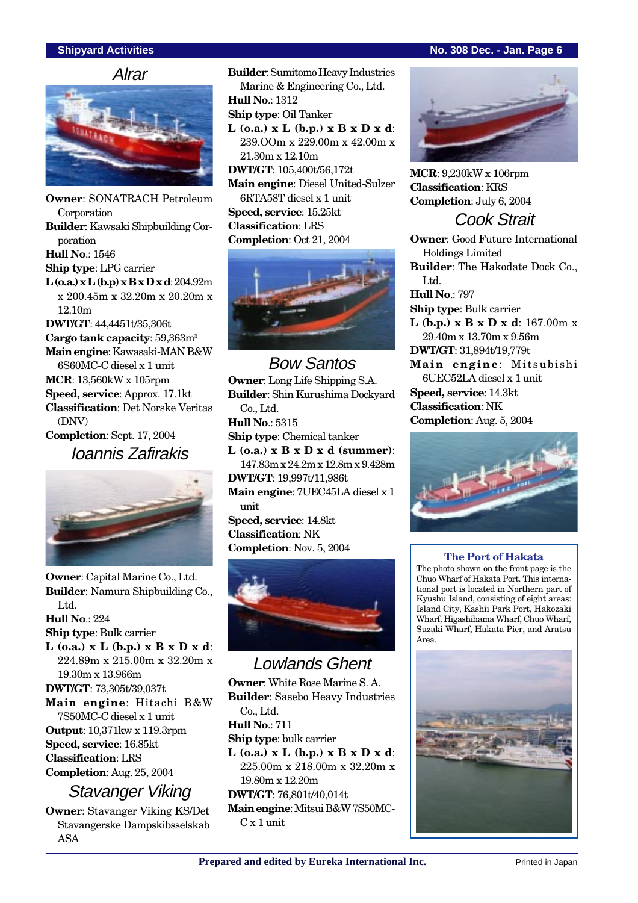## Alrar

**Owner**: SONATRACH Petroleum Corporation
**Builder**: Kawsaki Shipbuilding Corporation
**Hull No.**: 1546
**Ship type**: LPG carrier
**L (o.a.) x L (b.p) x B x D x d**: 204.92m x 200.45m x 32.20m x 20.20m x 12.10m
**DWT/GT**: 44,4451t/35,306t
**Cargo tank capacity**: 59,363m$^3$
**Main engine**: Kawasaki-MAN B&W 6S60MC-C diesel x 1 unit
**MCR**: 13,560kW x 105rpm
**Speed, service**: Approx. 17.1kt
**Classification**: Det Norske Veritas (DNV)
**Completion**: Sept. 17, 2004

## Ioannis Zafirakis

**Owner**: Capital Marine Co., Ltd.
**Builder**: Namura Shipbuilding Co., Ltd.
**Hull No.**: 224
**Ship type**: Bulk carrier
**L (o.a.) x L (b.p.) x B x D x d**: 224.89m x 215.00m x 32.20m x 19.30m x 13.966m
**DWT/GT**: 73,305t/39,037t
**Main engine**: Hitachi B&W 7S50MC-C diesel x 1 unit
**Output**: 10,371kw x 119.3rpm
**Speed, service**: 16.85kt
**Classification**: LRS
**Completion**: Aug. 25, 2004

## Stavanger Viking

**Owner**: Stavanger Viking KS/Det Stavangerske Dampskibsselskab ASA
**Builder**: Sumitomo Heavy Industries Marine & Engineering Co., Ltd.
**Hull No.**: 1312
**Ship type**: Oil Tanker
**L (o.a.) x L (b.p.) x B x D x d**: 239.OOm x 229.00m x 42.00m x 21.30m x 12.10m
**DWT/GT**: 105,400t/56,172t
**Main engine**: Diesel United-Sulzer 6RTA58T diesel x 1 unit
**Speed, service**: 15.25kt
**Classification**: LRS
**Completion**: Oct 21, 2004

## Bow Santos

**Owner**: Long Life Shipping S.A.
**Builder**: Shin Kurushima Dockyard Co., Ltd.
**Hull No.**: 5315
**Ship type**: Chemical tanker
**L (o.a.) x B x D x d (summer)**: 147.83m x 24.2m x 12.8m x 9.428m
**DWT/GT**: 19,997t/11,986t
**Main engine**: 7UEC45LA diesel x 1 unit
**Speed, service**: 14.8kt
**Classification**: NK
**Completion**: Nov. 5, 2004

## Lowlands Ghent

**Owner**: White Rose Marine S. A.
**Builder**: Sasebo Heavy Industries Co., Ltd.
**Hull No.**: 711
**Ship type**: bulk carrier
**L (o.a.) x L (b.p.) x B x D x d**: 225.00m x 218.00m x 32.20m x 19.80m x 12.20m
**DWT/GT**: 76,801t/40,014t
**Main engine**: Mitsui B&W 7S50MC-C x 1 unit
**MCR**: 9,230kW x 106rpm
**Classification**: KRS
**Completion**: July 6, 2004

## Cook Strait

**Owner**: Good Future International Holdings Limited
**Builder**: The Hakodate Dock Co., Ltd.
**Hull No.**: 797
**Ship type**: Bulk carrier
**L (b.p.) x B x D x d**: 167.00m x 29.40m x 13.70m x 9.56m
**DWT/GT**: 31,894t/19,779t
**Main engine**: Mitsubishi 6UEC52LA diesel x 1 unit
**Speed, service**: 14.3kt
**Classification**: NK
**Completion**: Aug. 5, 2004

### The Port of Hakata

The photo shown on the front page is the Chuo Wharf of Hakata Port. This international port is located in Northern part of Kyushu Island, consisting of eight areas: Island City, Kashii Park Port, Hakozaki Wharf, Higashihama Wharf, Chuo Wharf, Suzaki Wharf, Hakata Pier, and Aratsu Area.

Prepared and edited by Eureka International Inc.

Printed in Japan